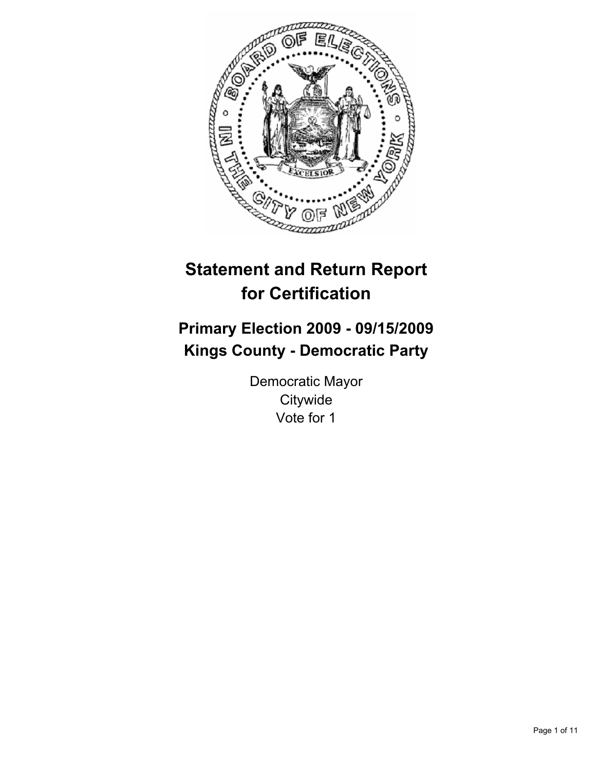# Statement and Return Report for Certification

## Primary Election 2009 - 09/15/2009
## Kings County - Democratic Party

Democratic Mayor
Citywide
Vote for 1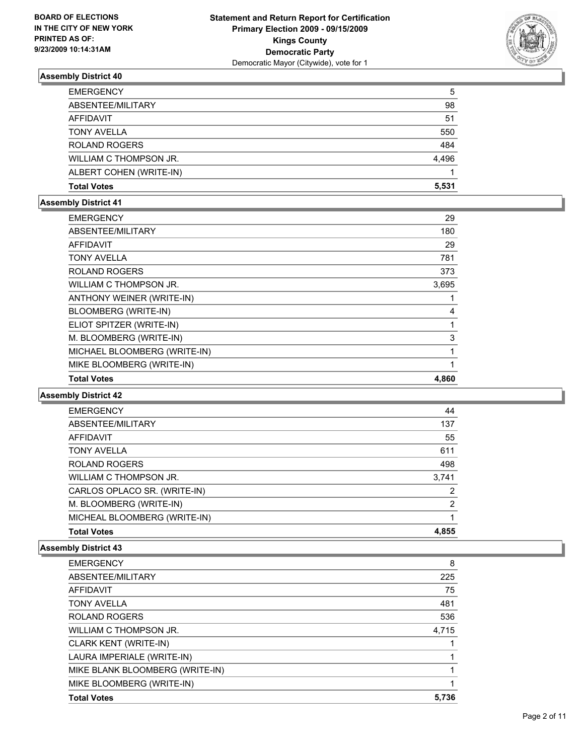**BOARD OF ELECTIONS IN THE CITY OF NEW YORK PRINTED AS OF: 9/23/2009 10:14:31AM**

**Statement and Return Report for Certification Primary Election 2009 - 09/15/2009 Kings County Democratic Party**
Democratic Mayor (Citywide), vote for 1

### Assembly District 40

| | |
|---|---|
| EMERGENCY | 5 |
| ABSENTEE/MILITARY | 98 |
| AFFIDAVIT | 51 |
| TONY AVELLA | 550 |
| ROLAND ROGERS | 484 |
| WILLIAM C THOMPSON JR. | 4,496 |
| ALBERT COHEN (WRITE-IN) | 1 |
| **Total Votes** | **5,531** |

### Assembly District 41

| | |
|---|---|
| EMERGENCY | 29 |
| ABSENTEE/MILITARY | 180 |
| AFFIDAVIT | 29 |
| TONY AVELLA | 781 |
| ROLAND ROGERS | 373 |
| WILLIAM C THOMPSON JR. | 3,695 |
| ANTHONY WEINER (WRITE-IN) | 1 |
| BLOOMBERG (WRITE-IN) | 4 |
| ELIOT SPITZER (WRITE-IN) | 1 |
| M. BLOOMBERG (WRITE-IN) | 3 |
| MICHAEL BLOOMBERG (WRITE-IN) | 1 |
| MIKE BLOOMBERG (WRITE-IN) | 1 |
| **Total Votes** | **4,860** |

### Assembly District 42

| | |
|---|---|
| EMERGENCY | 44 |
| ABSENTEE/MILITARY | 137 |
| AFFIDAVIT | 55 |
| TONY AVELLA | 611 |
| ROLAND ROGERS | 498 |
| WILLIAM C THOMPSON JR. | 3,741 |
| CARLOS OPLACO SR. (WRITE-IN) | 2 |
| M. BLOOMBERG (WRITE-IN) | 2 |
| MICHEAL BLOOMBERG (WRITE-IN) | 1 |
| **Total Votes** | **4,855** |

### Assembly District 43

| | |
|---|---|
| EMERGENCY | 8 |
| ABSENTEE/MILITARY | 225 |
| AFFIDAVIT | 75 |
| TONY AVELLA | 481 |
| ROLAND ROGERS | 536 |
| WILLIAM C THOMPSON JR. | 4,715 |
| CLARK KENT (WRITE-IN) | 1 |
| LAURA IMPERIALE (WRITE-IN) | 1 |
| MIKE BLANK BLOOMBERG (WRITE-IN) | 1 |
| MIKE BLOOMBERG (WRITE-IN) | 1 |
| **Total Votes** | **5,736** |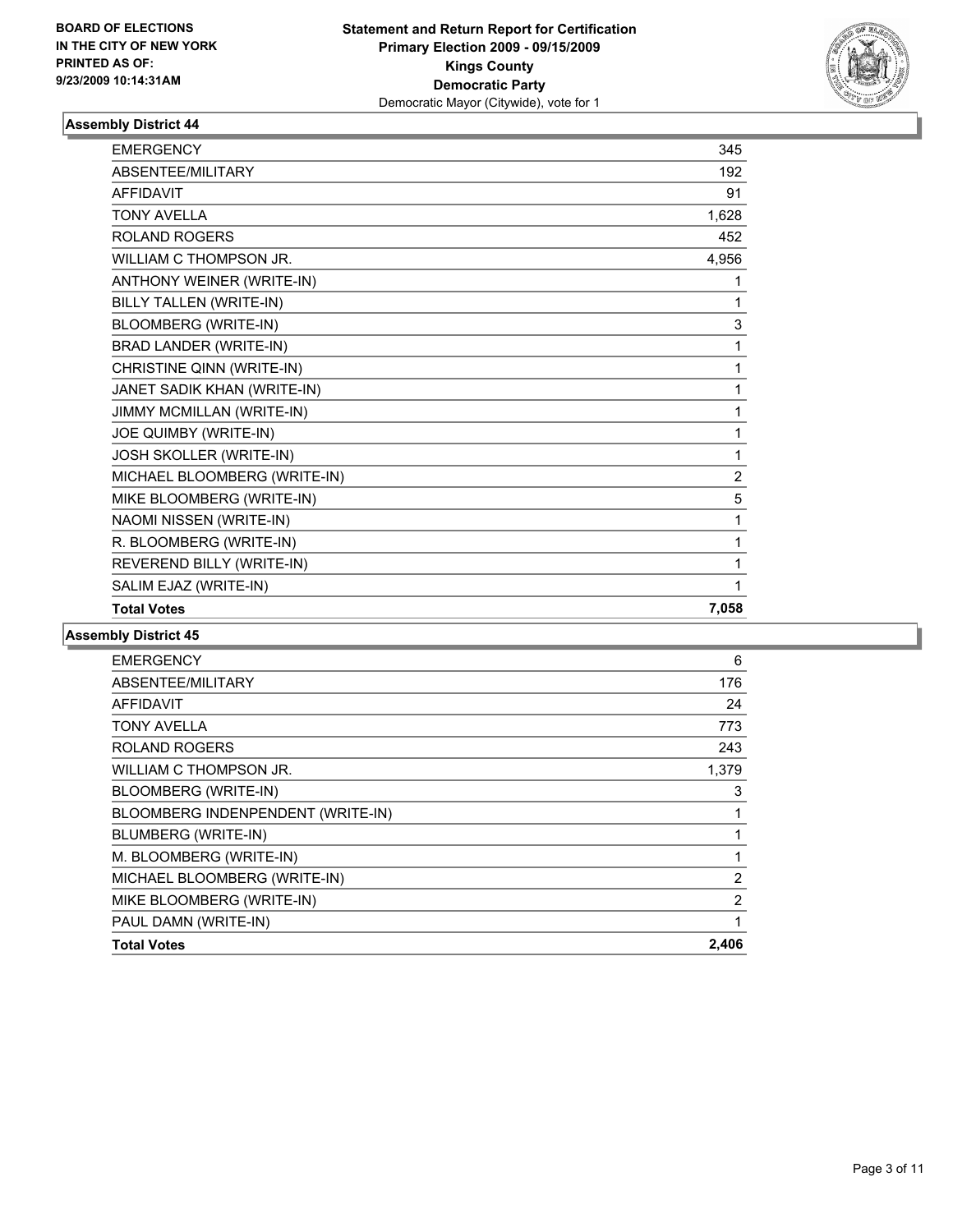**BOARD OF ELECTIONS IN THE CITY OF NEW YORK PRINTED AS OF: 9/23/2009 10:14:31AM**

**Statement and Return Report for Certification Primary Election 2009 - 09/15/2009 Kings County Democratic Party**
Democratic Mayor (Citywide), vote for 1

### Assembly District 44

| | |
|---|---|
| EMERGENCY | 345 |
| ABSENTEE/MILITARY | 192 |
| AFFIDAVIT | 91 |
| TONY AVELLA | 1,628 |
| ROLAND ROGERS | 452 |
| WILLIAM C THOMPSON JR. | 4,956 |
| ANTHONY WEINER (WRITE-IN) | 1 |
| BILLY TALLEN (WRITE-IN) | 1 |
| BLOOMBERG (WRITE-IN) | 3 |
| BRAD LANDER (WRITE-IN) | 1 |
| CHRISTINE QINN (WRITE-IN) | 1 |
| JANET SADIK KHAN (WRITE-IN) | 1 |
| JIMMY MCMILLAN (WRITE-IN) | 1 |
| JOE QUIMBY (WRITE-IN) | 1 |
| JOSH SKOLLER (WRITE-IN) | 1 |
| MICHAEL BLOOMBERG (WRITE-IN) | 2 |
| MIKE BLOOMBERG (WRITE-IN) | 5 |
| NAOMI NISSEN (WRITE-IN) | 1 |
| R. BLOOMBERG (WRITE-IN) | 1 |
| REVEREND BILLY (WRITE-IN) | 1 |
| SALIM EJAZ (WRITE-IN) | 1 |
| **Total Votes** | **7,058** |

### Assembly District 45

| | |
|---|---|
| EMERGENCY | 6 |
| ABSENTEE/MILITARY | 176 |
| AFFIDAVIT | 24 |
| TONY AVELLA | 773 |
| ROLAND ROGERS | 243 |
| WILLIAM C THOMPSON JR. | 1,379 |
| BLOOMBERG (WRITE-IN) | 3 |
| BLOOMBERG INDENPENDENT (WRITE-IN) | 1 |
| BLUMBERG (WRITE-IN) | 1 |
| M. BLOOMBERG (WRITE-IN) | 1 |
| MICHAEL BLOOMBERG (WRITE-IN) | 2 |
| MIKE BLOOMBERG (WRITE-IN) | 2 |
| PAUL DAMN (WRITE-IN) | 1 |
| **Total Votes** | **2,406** |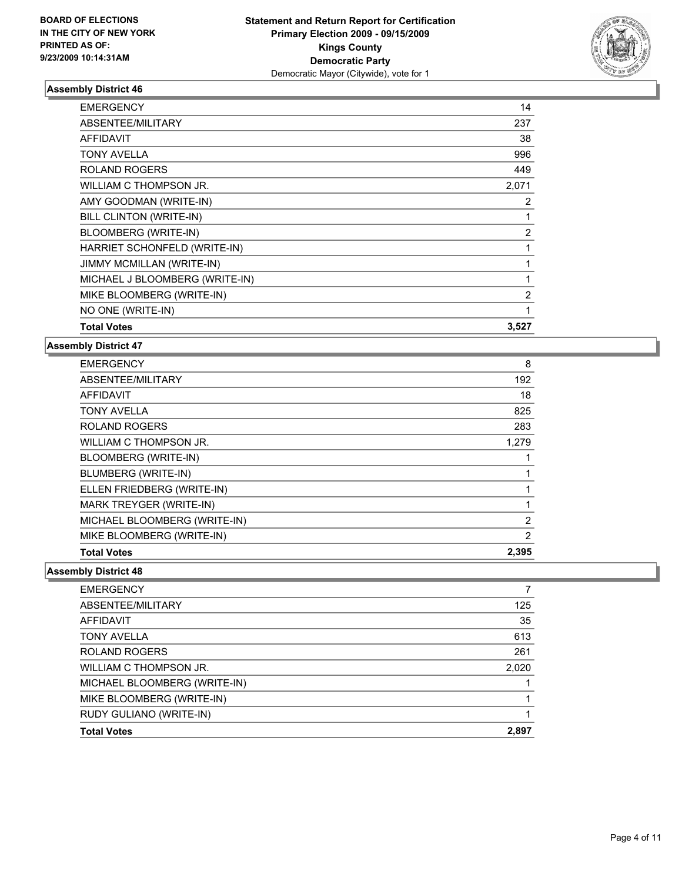**BOARD OF ELECTIONS IN THE CITY OF NEW YORK PRINTED AS OF: 9/23/2009 10:14:31AM**

**Statement and Return Report for Certification Primary Election 2009 - 09/15/2009 Kings County Democratic Party** Democratic Mayor (Citywide), vote for 1

### Assembly District 46

| | |
|---|---|
| EMERGENCY | 14 |
| ABSENTEE/MILITARY | 237 |
| AFFIDAVIT | 38 |
| TONY AVELLA | 996 |
| ROLAND ROGERS | 449 |
| WILLIAM C THOMPSON JR. | 2,071 |
| AMY GOODMAN (WRITE-IN) | 2 |
| BILL CLINTON (WRITE-IN) | 1 |
| BLOOMBERG (WRITE-IN) | 2 |
| HARRIET SCHONFELD (WRITE-IN) | 1 |
| JIMMY MCMILLAN (WRITE-IN) | 1 |
| MICHAEL J BLOOMBERG (WRITE-IN) | 1 |
| MIKE BLOOMBERG (WRITE-IN) | 2 |
| NO ONE (WRITE-IN) | 1 |
| **Total Votes** | **3,527** |

### Assembly District 47

| | |
|---|---|
| EMERGENCY | 8 |
| ABSENTEE/MILITARY | 192 |
| AFFIDAVIT | 18 |
| TONY AVELLA | 825 |
| ROLAND ROGERS | 283 |
| WILLIAM C THOMPSON JR. | 1,279 |
| BLOOMBERG (WRITE-IN) | 1 |
| BLUMBERG (WRITE-IN) | 1 |
| ELLEN FRIEDBERG (WRITE-IN) | 1 |
| MARK TREYGER (WRITE-IN) | 1 |
| MICHAEL BLOOMBERG (WRITE-IN) | 2 |
| MIKE BLOOMBERG (WRITE-IN) | 2 |
| **Total Votes** | **2,395** |

### Assembly District 48

| | |
|---|---|
| EMERGENCY | 7 |
| ABSENTEE/MILITARY | 125 |
| AFFIDAVIT | 35 |
| TONY AVELLA | 613 |
| ROLAND ROGERS | 261 |
| WILLIAM C THOMPSON JR. | 2,020 |
| MICHAEL BLOOMBERG (WRITE-IN) | 1 |
| MIKE BLOOMBERG (WRITE-IN) | 1 |
| RUDY GULIANO (WRITE-IN) | 1 |
| **Total Votes** | **2,897** |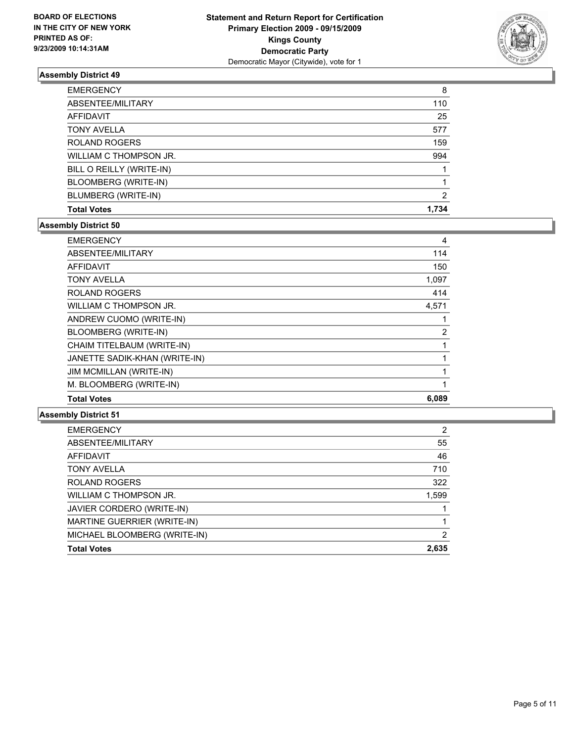**BOARD OF ELECTIONS IN THE CITY OF NEW YORK PRINTED AS OF: 9/23/2009 10:14:31AM**

**Statement and Return Report for Certification Primary Election 2009 - 09/15/2009 Kings County Democratic Party**
Democratic Mayor (Citywide), vote for 1

### Assembly District 49

| | |
|---|---|
| EMERGENCY | 8 |
| ABSENTEE/MILITARY | 110 |
| AFFIDAVIT | 25 |
| TONY AVELLA | 577 |
| ROLAND ROGERS | 159 |
| WILLIAM C THOMPSON JR. | 994 |
| BILL O REILLY (WRITE-IN) | 1 |
| BLOOMBERG (WRITE-IN) | 1 |
| BLUMBERG (WRITE-IN) | 2 |
| **Total Votes** | **1,734** |

### Assembly District 50

| | |
|---|---|
| EMERGENCY | 4 |
| ABSENTEE/MILITARY | 114 |
| AFFIDAVIT | 150 |
| TONY AVELLA | 1,097 |
| ROLAND ROGERS | 414 |
| WILLIAM C THOMPSON JR. | 4,571 |
| ANDREW CUOMO (WRITE-IN) | 1 |
| BLOOMBERG (WRITE-IN) | 2 |
| CHAIM TITELBAUM (WRITE-IN) | 1 |
| JANETTE SADIK-KHAN (WRITE-IN) | 1 |
| JIM MCMILLAN (WRITE-IN) | 1 |
| M. BLOOMBERG (WRITE-IN) | 1 |
| **Total Votes** | **6,089** |

### Assembly District 51

| | |
|---|---|
| EMERGENCY | 2 |
| ABSENTEE/MILITARY | 55 |
| AFFIDAVIT | 46 |
| TONY AVELLA | 710 |
| ROLAND ROGERS | 322 |
| WILLIAM C THOMPSON JR. | 1,599 |
| JAVIER CORDERO (WRITE-IN) | 1 |
| MARTINE GUERRIER (WRITE-IN) | 1 |
| MICHAEL BLOOMBERG (WRITE-IN) | 2 |
| **Total Votes** | **2,635** |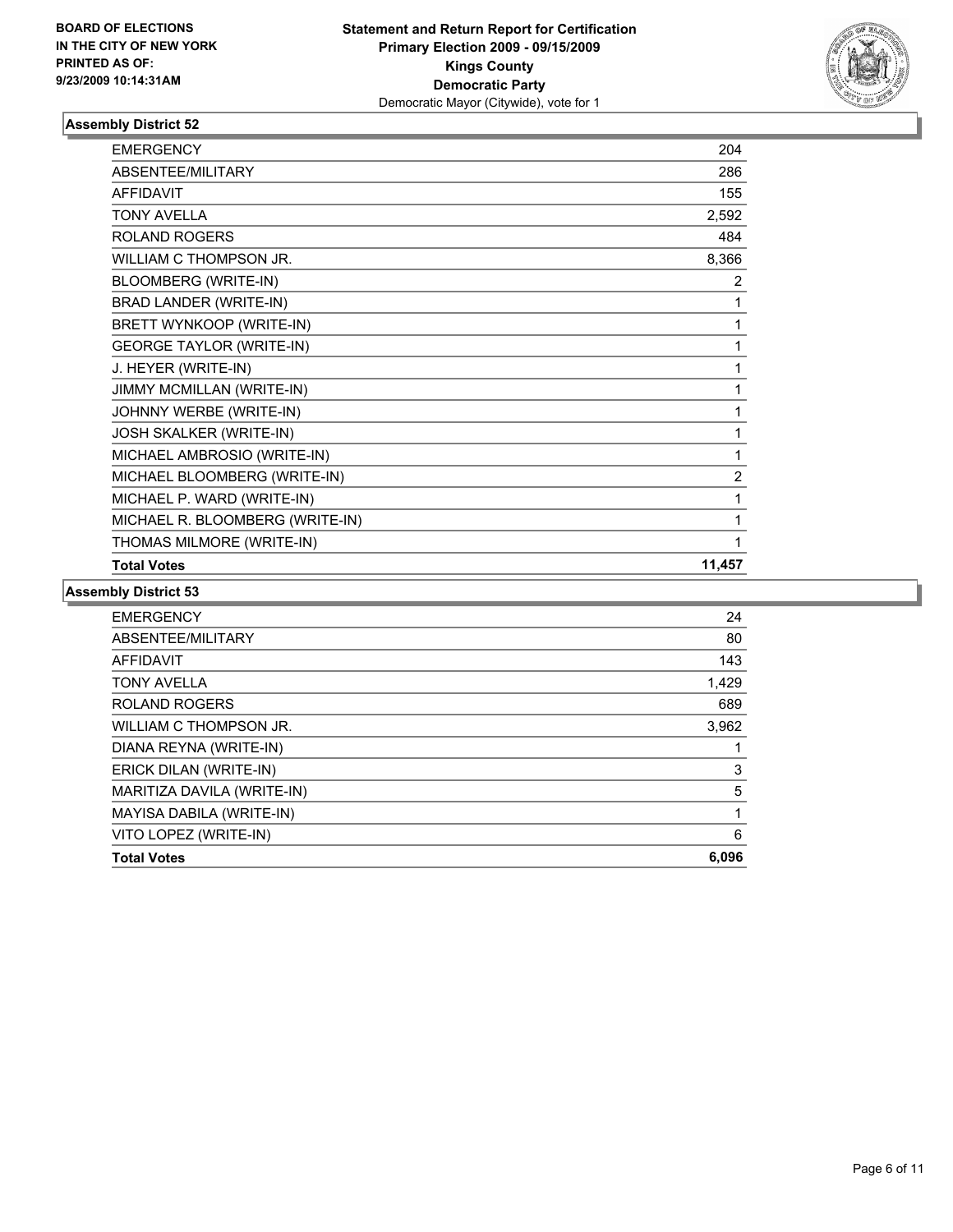BOARD OF ELECTIONS
IN THE CITY OF NEW YORK
PRINTED AS OF:
9/23/2009 10:14:31AM

**Statement and Return Report for Certification**
**Primary Election 2009 - 09/15/2009**
**Kings County**
**Democratic Party**
Democratic Mayor (Citywide), vote for 1

### Assembly District 52

| | |
|---|---|
| EMERGENCY | 204 |
| ABSENTEE/MILITARY | 286 |
| AFFIDAVIT | 155 |
| TONY AVELLA | 2,592 |
| ROLAND ROGERS | 484 |
| WILLIAM C THOMPSON JR. | 8,366 |
| BLOOMBERG (WRITE-IN) | 2 |
| BRAD LANDER (WRITE-IN) | 1 |
| BRETT WYNKOOP (WRITE-IN) | 1 |
| GEORGE TAYLOR (WRITE-IN) | 1 |
| J. HEYER (WRITE-IN) | 1 |
| JIMMY MCMILLAN (WRITE-IN) | 1 |
| JOHNNY WERBE (WRITE-IN) | 1 |
| JOSH SKALKER (WRITE-IN) | 1 |
| MICHAEL AMBROSIO (WRITE-IN) | 1 |
| MICHAEL BLOOMBERG (WRITE-IN) | 2 |
| MICHAEL P. WARD (WRITE-IN) | 1 |
| MICHAEL R. BLOOMBERG (WRITE-IN) | 1 |
| THOMAS MILMORE (WRITE-IN) | 1 |
| **Total Votes** | **11,457** |

### Assembly District 53

| | |
|---|---|
| EMERGENCY | 24 |
| ABSENTEE/MILITARY | 80 |
| AFFIDAVIT | 143 |
| TONY AVELLA | 1,429 |
| ROLAND ROGERS | 689 |
| WILLIAM C THOMPSON JR. | 3,962 |
| DIANA REYNA (WRITE-IN) | 1 |
| ERICK DILAN (WRITE-IN) | 3 |
| MARITIZA DAVILA (WRITE-IN) | 5 |
| MAYISA DABILA (WRITE-IN) | 1 |
| VITO LOPEZ (WRITE-IN) | 6 |
| **Total Votes** | **6,096** |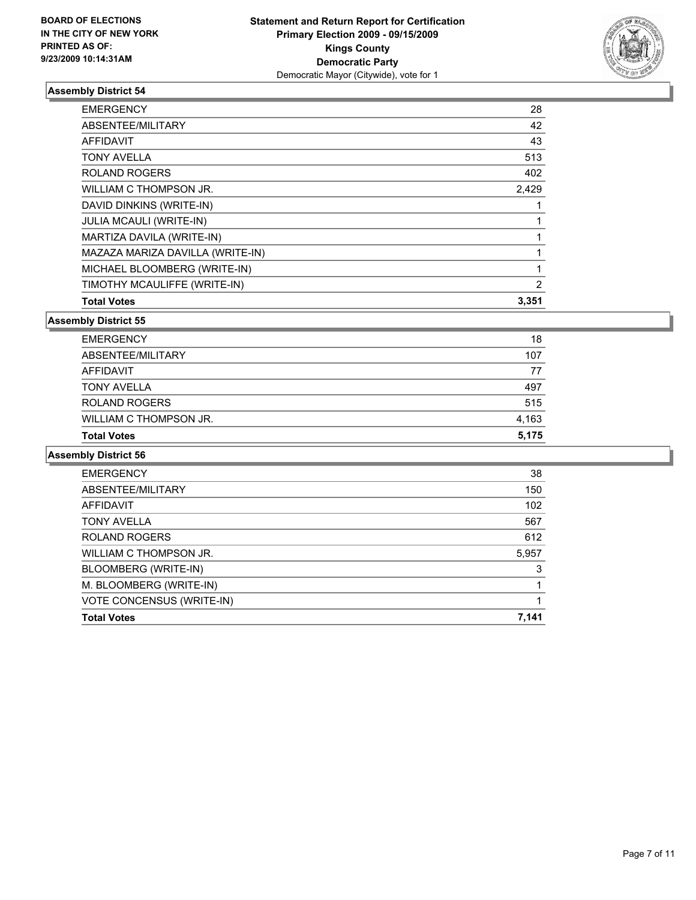**BOARD OF ELECTIONS IN THE CITY OF NEW YORK PRINTED AS OF: 9/23/2009 10:14:31AM**

**Statement and Return Report for Certification**
**Primary Election 2009 - 09/15/2009**
**Kings County**
**Democratic Party**
Democratic Mayor (Citywide), vote for 1

### Assembly District 54

| | |
|---|---|
| EMERGENCY | 28 |
| ABSENTEE/MILITARY | 42 |
| AFFIDAVIT | 43 |
| TONY AVELLA | 513 |
| ROLAND ROGERS | 402 |
| WILLIAM C THOMPSON JR. | 2,429 |
| DAVID DINKINS (WRITE-IN) | 1 |
| JULIA MCAULI (WRITE-IN) | 1 |
| MARTIZA DAVILA (WRITE-IN) | 1 |
| MAZAZA MARIZA DAVILLA (WRITE-IN) | 1 |
| MICHAEL BLOOMBERG (WRITE-IN) | 1 |
| TIMOTHY MCAULIFFE (WRITE-IN) | 2 |
| **Total Votes** | **3,351** |

### Assembly District 55

| | |
|---|---|
| EMERGENCY | 18 |
| ABSENTEE/MILITARY | 107 |
| AFFIDAVIT | 77 |
| TONY AVELLA | 497 |
| ROLAND ROGERS | 515 |
| WILLIAM C THOMPSON JR. | 4,163 |
| **Total Votes** | **5,175** |

### Assembly District 56

| | |
|---|---|
| EMERGENCY | 38 |
| ABSENTEE/MILITARY | 150 |
| AFFIDAVIT | 102 |
| TONY AVELLA | 567 |
| ROLAND ROGERS | 612 |
| WILLIAM C THOMPSON JR. | 5,957 |
| BLOOMBERG (WRITE-IN) | 3 |
| M. BLOOMBERG (WRITE-IN) | 1 |
| VOTE CONCENSUS (WRITE-IN) | 1 |
| **Total Votes** | **7,141** |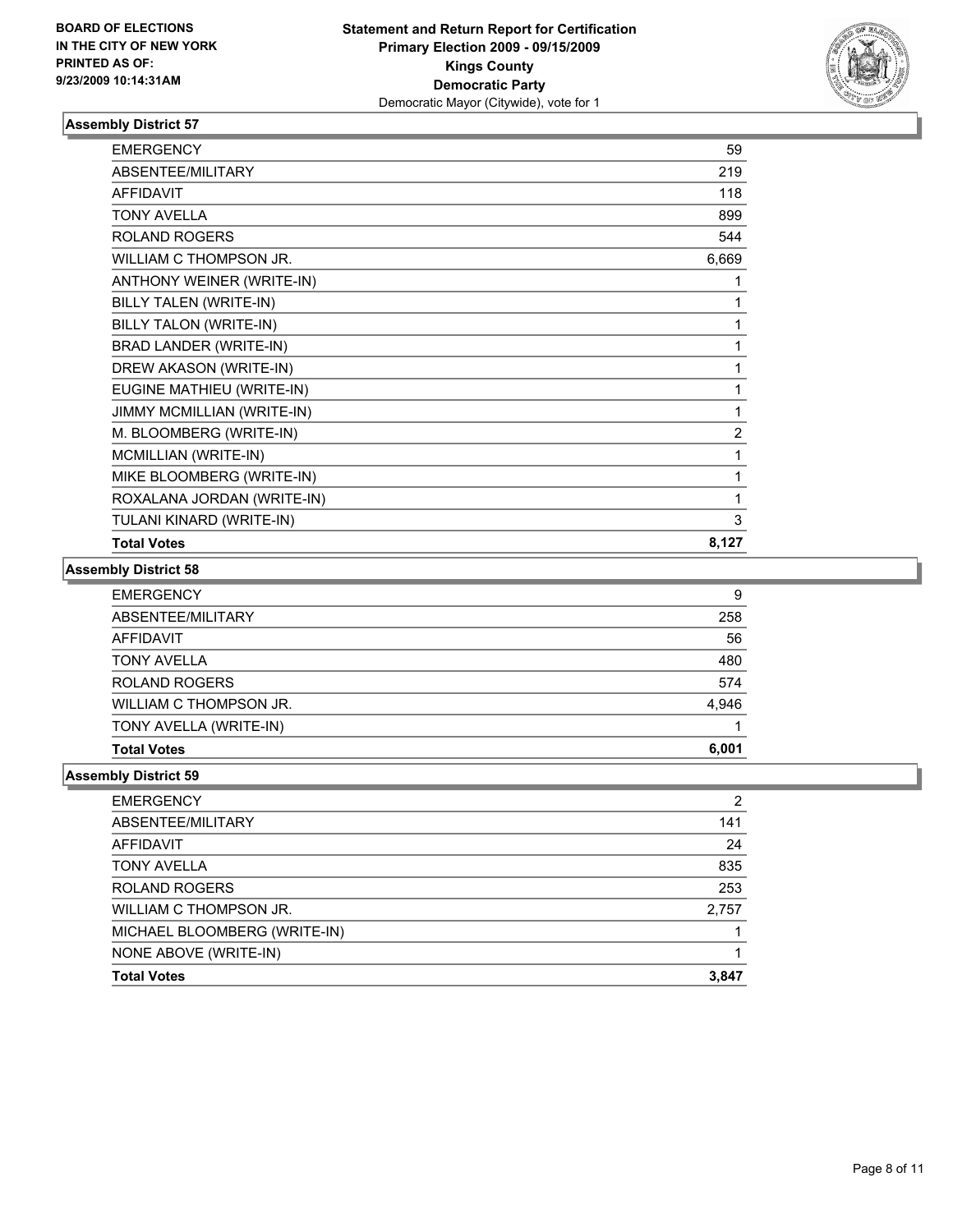**BOARD OF ELECTIONS IN THE CITY OF NEW YORK PRINTED AS OF: 9/23/2009 10:14:31AM**

**Statement and Return Report for Certification Primary Election 2009 - 09/15/2009 Kings County Democratic Party**
Democratic Mayor (Citywide), vote for 1

### Assembly District 57

| | |
|---|---|
| EMERGENCY | 59 |
| ABSENTEE/MILITARY | 219 |
| AFFIDAVIT | 118 |
| TONY AVELLA | 899 |
| ROLAND ROGERS | 544 |
| WILLIAM C THOMPSON JR. | 6,669 |
| ANTHONY WEINER (WRITE-IN) | 1 |
| BILLY TALEN (WRITE-IN) | 1 |
| BILLY TALON (WRITE-IN) | 1 |
| BRAD LANDER (WRITE-IN) | 1 |
| DREW AKASON (WRITE-IN) | 1 |
| EUGINE MATHIEU (WRITE-IN) | 1 |
| JIMMY MCMILLIAN (WRITE-IN) | 1 |
| M. BLOOMBERG (WRITE-IN) | 2 |
| MCMILLIAN (WRITE-IN) | 1 |
| MIKE BLOOMBERG (WRITE-IN) | 1 |
| ROXALANA JORDAN (WRITE-IN) | 1 |
| TULANI KINARD (WRITE-IN) | 3 |
| **Total Votes** | **8,127** |

### Assembly District 58

| | |
|---|---|
| EMERGENCY | 9 |
| ABSENTEE/MILITARY | 258 |
| AFFIDAVIT | 56 |
| TONY AVELLA | 480 |
| ROLAND ROGERS | 574 |
| WILLIAM C THOMPSON JR. | 4,946 |
| TONY AVELLA (WRITE-IN) | 1 |
| **Total Votes** | **6,001** |

### Assembly District 59

| | |
|---|---|
| EMERGENCY | 2 |
| ABSENTEE/MILITARY | 141 |
| AFFIDAVIT | 24 |
| TONY AVELLA | 835 |
| ROLAND ROGERS | 253 |
| WILLIAM C THOMPSON JR. | 2,757 |
| MICHAEL BLOOMBERG (WRITE-IN) | 1 |
| NONE ABOVE (WRITE-IN) | 1 |
| **Total Votes** | **3,847** |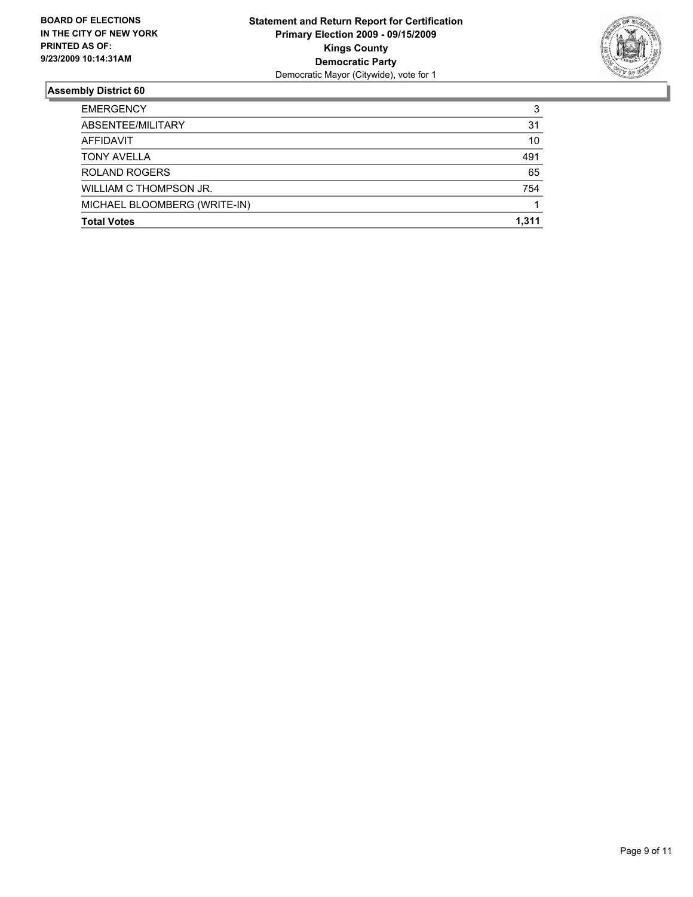**BOARD OF ELECTIONS IN THE CITY OF NEW YORK PRINTED AS OF: 9/23/2009 10:14:31AM**

**Statement and Return Report for Certification**
**Primary Election 2009 - 09/15/2009**
**Kings County**
**Democratic Party**
Democratic Mayor (Citywide), vote for 1

## Assembly District 60

| | |
|---|---|
| EMERGENCY | 3 |
| ABSENTEE/MILITARY | 31 |
| AFFIDAVIT | 10 |
| TONY AVELLA | 491 |
| ROLAND ROGERS | 65 |
| WILLIAM C THOMPSON JR. | 754 |
| MICHAEL BLOOMBERG (WRITE-IN) | 1 |
| **Total Votes** | **1,311** |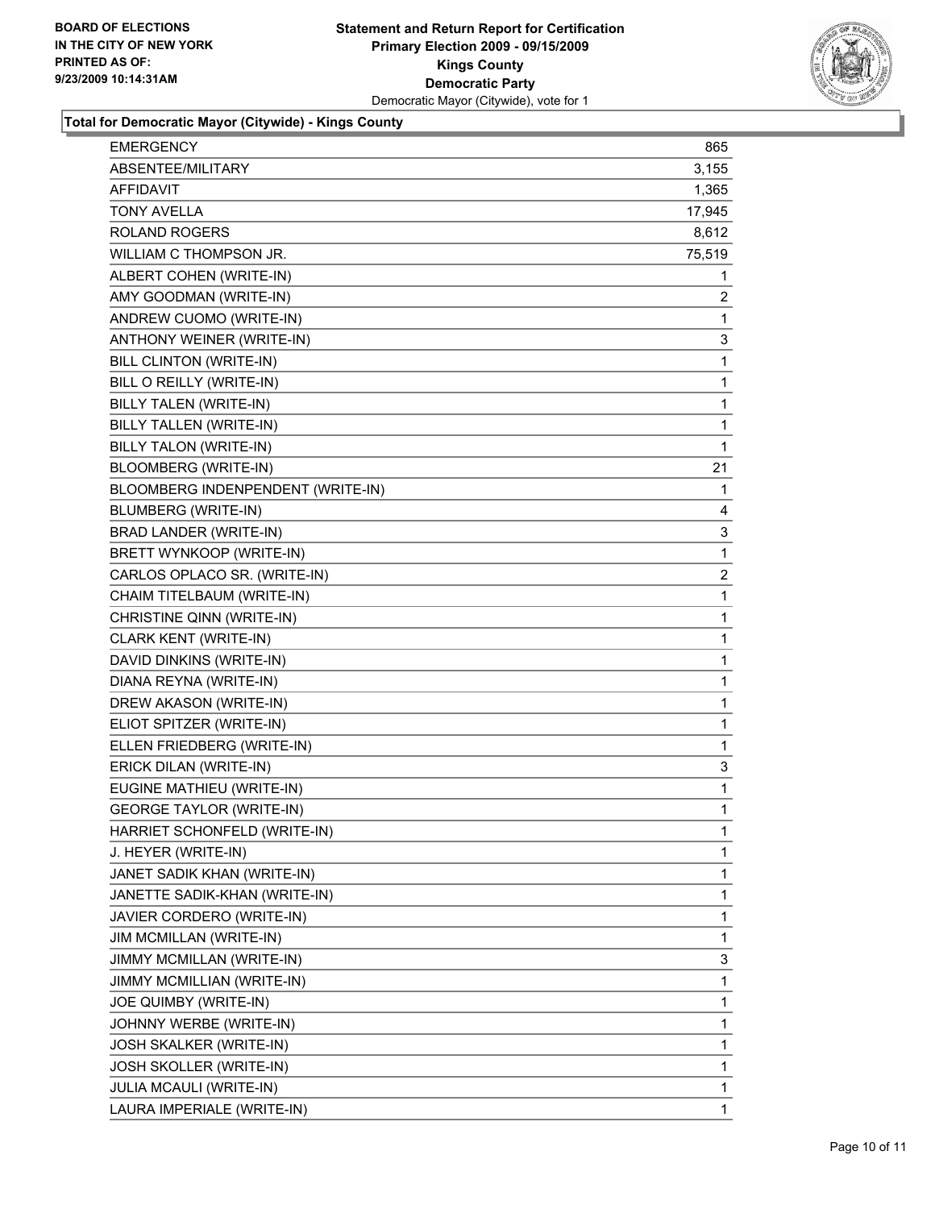**BOARD OF ELECTIONS IN THE CITY OF NEW YORK PRINTED AS OF: 9/23/2009 10:14:31AM**

**Statement and Return Report for Certification**
**Primary Election 2009 - 09/15/2009**
**Kings County**
**Democratic Party**
Democratic Mayor (Citywide), vote for 1

### Total for Democratic Mayor (Citywide) - Kings County

| | |
|---|---|
| EMERGENCY | 865 |
| ABSENTEE/MILITARY | 3,155 |
| AFFIDAVIT | 1,365 |
| TONY AVELLA | 17,945 |
| ROLAND ROGERS | 8,612 |
| WILLIAM C THOMPSON JR. | 75,519 |
| ALBERT COHEN (WRITE-IN) | 1 |
| AMY GOODMAN (WRITE-IN) | 2 |
| ANDREW CUOMO (WRITE-IN) | 1 |
| ANTHONY WEINER (WRITE-IN) | 3 |
| BILL CLINTON (WRITE-IN) | 1 |
| BILL O REILLY (WRITE-IN) | 1 |
| BILLY TALEN (WRITE-IN) | 1 |
| BILLY TALLEN (WRITE-IN) | 1 |
| BILLY TALON (WRITE-IN) | 1 |
| BLOOMBERG (WRITE-IN) | 21 |
| BLOOMBERG INDENPENDENT (WRITE-IN) | 1 |
| BLUMBERG (WRITE-IN) | 4 |
| BRAD LANDER (WRITE-IN) | 3 |
| BRETT WYNKOOP (WRITE-IN) | 1 |
| CARLOS OPLACO SR. (WRITE-IN) | 2 |
| CHAIM TITELBAUM (WRITE-IN) | 1 |
| CHRISTINE QINN (WRITE-IN) | 1 |
| CLARK KENT (WRITE-IN) | 1 |
| DAVID DINKINS (WRITE-IN) | 1 |
| DIANA REYNA (WRITE-IN) | 1 |
| DREW AKASON (WRITE-IN) | 1 |
| ELIOT SPITZER (WRITE-IN) | 1 |
| ELLEN FRIEDBERG (WRITE-IN) | 1 |
| ERICK DILAN (WRITE-IN) | 3 |
| EUGINE MATHIEU (WRITE-IN) | 1 |
| GEORGE TAYLOR (WRITE-IN) | 1 |
| HARRIET SCHONFELD (WRITE-IN) | 1 |
| J. HEYER (WRITE-IN) | 1 |
| JANET SADIK KHAN (WRITE-IN) | 1 |
| JANETTE SADIK-KHAN (WRITE-IN) | 1 |
| JAVIER CORDERO (WRITE-IN) | 1 |
| JIM MCMILLAN (WRITE-IN) | 1 |
| JIMMY MCMILLAN (WRITE-IN) | 3 |
| JIMMY MCMILLIAN (WRITE-IN) | 1 |
| JOE QUIMBY (WRITE-IN) | 1 |
| JOHNNY WERBE (WRITE-IN) | 1 |
| JOSH SKALKER (WRITE-IN) | 1 |
| JOSH SKOLLER (WRITE-IN) | 1 |
| JULIA MCAULI (WRITE-IN) | 1 |
| LAURA IMPERIALE (WRITE-IN) | 1 |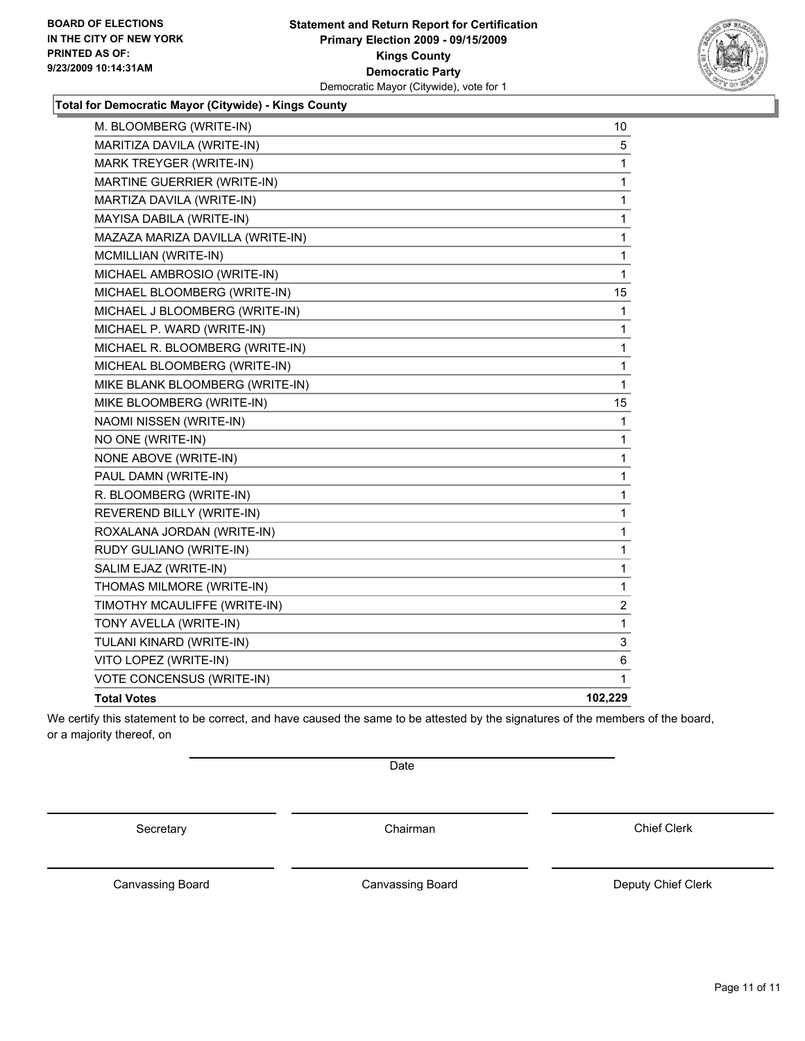**BOARD OF ELECTIONS IN THE CITY OF NEW YORK PRINTED AS OF: 9/23/2009 10:14:31AM**

**Statement and Return Report for Certification Primary Election 2009 - 09/15/2009 Kings County Democratic Party**

Democratic Mayor (Citywide), vote for 1

**Total for Democratic Mayor (Citywide) - Kings County**

| | |
|---|---|
| M. BLOOMBERG (WRITE-IN) | 10 |
| MARITIZA DAVILA (WRITE-IN) | 5 |
| MARK TREYGER (WRITE-IN) | 1 |
| MARTINE GUERRIER (WRITE-IN) | 1 |
| MARTIZA DAVILA (WRITE-IN) | 1 |
| MAYISA DABILA (WRITE-IN) | 1 |
| MAZAZA MARIZA DAVILLA (WRITE-IN) | 1 |
| MCMILLIAN (WRITE-IN) | 1 |
| MICHAEL AMBROSIO (WRITE-IN) | 1 |
| MICHAEL BLOOMBERG (WRITE-IN) | 15 |
| MICHAEL J BLOOMBERG (WRITE-IN) | 1 |
| MICHAEL P. WARD (WRITE-IN) | 1 |
| MICHAEL R. BLOOMBERG (WRITE-IN) | 1 |
| MICHEAL BLOOMBERG (WRITE-IN) | 1 |
| MIKE BLANK BLOOMBERG (WRITE-IN) | 1 |
| MIKE BLOOMBERG (WRITE-IN) | 15 |
| NAOMI NISSEN (WRITE-IN) | 1 |
| NO ONE (WRITE-IN) | 1 |
| NONE ABOVE (WRITE-IN) | 1 |
| PAUL DAMN (WRITE-IN) | 1 |
| R. BLOOMBERG (WRITE-IN) | 1 |
| REVEREND BILLY (WRITE-IN) | 1 |
| ROXALANA JORDAN (WRITE-IN) | 1 |
| RUDY GULIANO (WRITE-IN) | 1 |
| SALIM EJAZ (WRITE-IN) | 1 |
| THOMAS MILMORE (WRITE-IN) | 1 |
| TIMOTHY MCAULIFFE (WRITE-IN) | 2 |
| TONY AVELLA (WRITE-IN) | 1 |
| TULANI KINARD (WRITE-IN) | 3 |
| VITO LOPEZ (WRITE-IN) | 6 |
| VOTE CONCENSUS (WRITE-IN) | 1 |
| **Total Votes** | **102,229** |

We certify this statement to be correct, and have caused the same to be attested by the signatures of the members of the board, or a majority thereof, on

Date

Secretary

Chairman

Chief Clerk

Canvassing Board

Canvassing Board

Deputy Chief Clerk